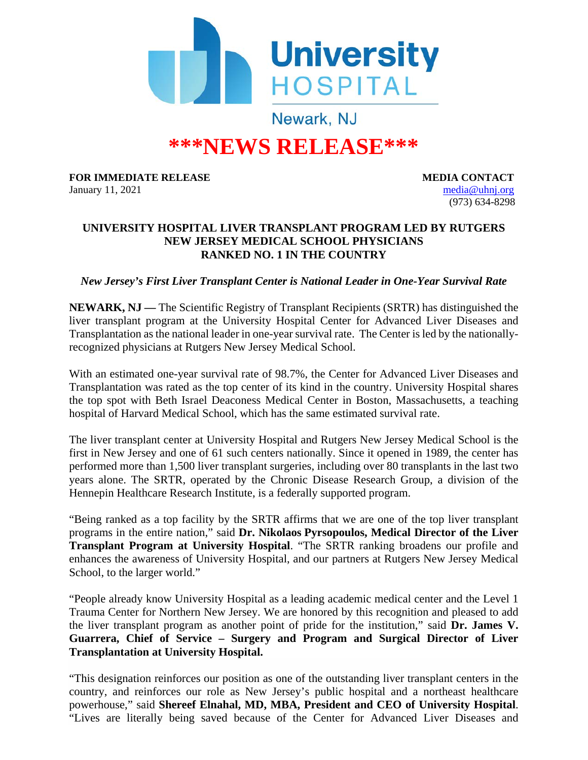University HOSPITAL

Newark, NJ

# ***NEWS RELEASE***

**FOR IMMEDIATE RELEASE**
January 11, 2021

**MEDIA CONTACT**
media@uhnj.org
(973) 634-8298

## UNIVERSITY HOSPITAL LIVER TRANSPLANT PROGRAM LED BY RUTGERS NEW JERSEY MEDICAL SCHOOL PHYSICIANS RANKED NO. 1 IN THE COUNTRY

***New Jersey's First Liver Transplant Center is National Leader in One-Year Survival Rate***

**NEWARK, NJ —** The Scientific Registry of Transplant Recipients (SRTR) has distinguished the liver transplant program at the University Hospital Center for Advanced Liver Diseases and Transplantation as the national leader in one-year survival rate. The Center is led by the nationally-recognized physicians at Rutgers New Jersey Medical School.

With an estimated one-year survival rate of 98.7%, the Center for Advanced Liver Diseases and Transplantation was rated as the top center of its kind in the country. University Hospital shares the top spot with Beth Israel Deaconess Medical Center in Boston, Massachusetts, a teaching hospital of Harvard Medical School, which has the same estimated survival rate.

The liver transplant center at University Hospital and Rutgers New Jersey Medical School is the first in New Jersey and one of 61 such centers nationally. Since it opened in 1989, the center has performed more than 1,500 liver transplant surgeries, including over 80 transplants in the last two years alone. The SRTR, operated by the Chronic Disease Research Group, a division of the Hennepin Healthcare Research Institute, is a federally supported program.

"Being ranked as a top facility by the SRTR affirms that we are one of the top liver transplant programs in the entire nation," said **Dr. Nikolaos Pyrsopoulos, Medical Director of the Liver Transplant Program at University Hospital**. "The SRTR ranking broadens our profile and enhances the awareness of University Hospital, and our partners at Rutgers New Jersey Medical School, to the larger world."

"People already know University Hospital as a leading academic medical center and the Level 1 Trauma Center for Northern New Jersey. We are honored by this recognition and pleased to add the liver transplant program as another point of pride for the institution," said **Dr. James V. Guarrera, Chief of Service – Surgery and Program and Surgical Director of Liver Transplantation at University Hospital.**

"This designation reinforces our position as one of the outstanding liver transplant centers in the country, and reinforces our role as New Jersey's public hospital and a northeast healthcare powerhouse," said **Shereef Elnahal, MD, MBA, President and CEO of University Hospital**. "Lives are literally being saved because of the Center for Advanced Liver Diseases and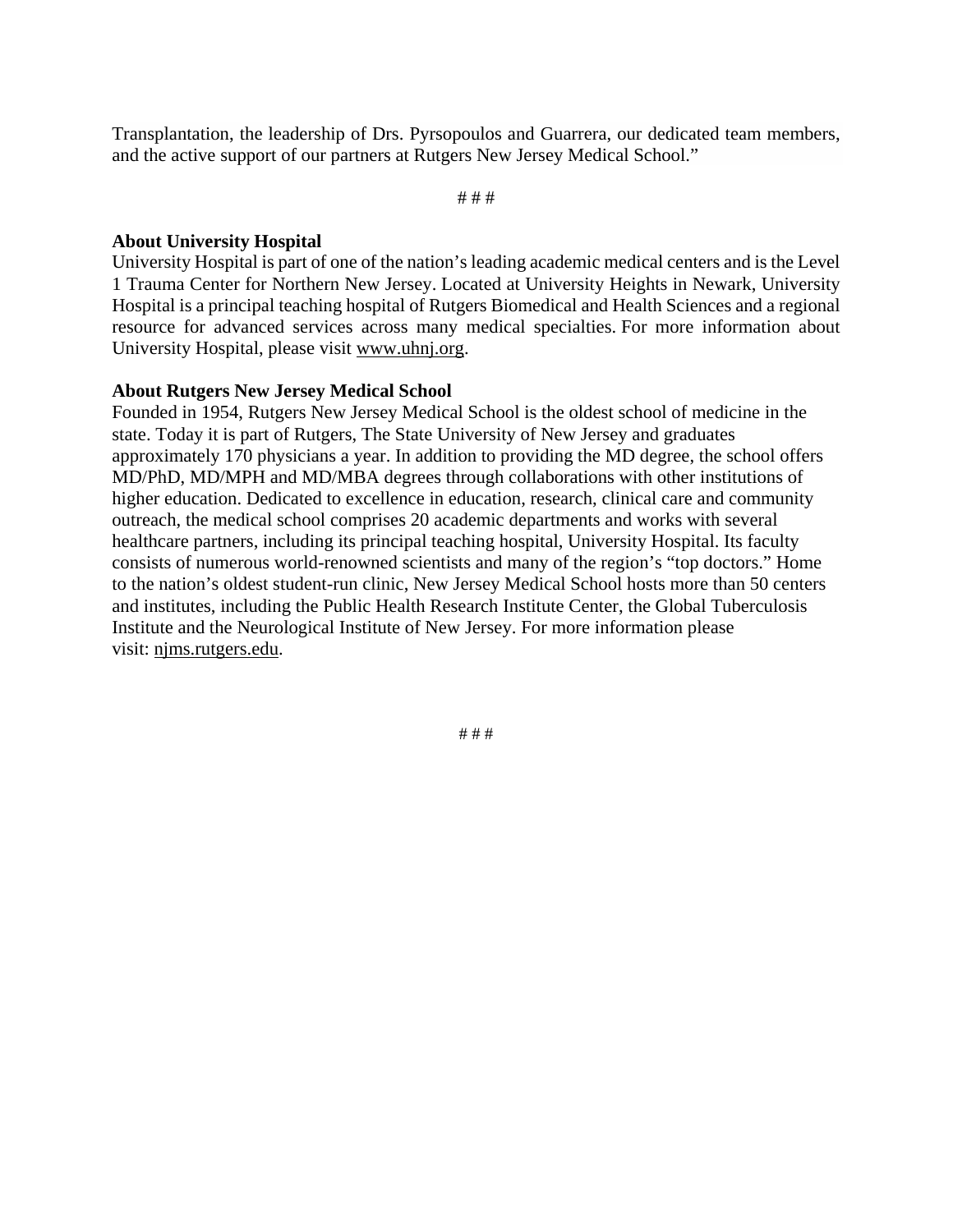Transplantation, the leadership of Drs. Pyrsopoulos and Guarrera, our dedicated team members, and the active support of our partners at Rutgers New Jersey Medical School."

# # #

**About University Hospital**
University Hospital is part of one of the nation's leading academic medical centers and is the Level 1 Trauma Center for Northern New Jersey. Located at University Heights in Newark, University Hospital is a principal teaching hospital of Rutgers Biomedical and Health Sciences and a regional resource for advanced services across many medical specialties. For more information about University Hospital, please visit www.uhnj.org.

**About Rutgers New Jersey Medical School**
Founded in 1954, Rutgers New Jersey Medical School is the oldest school of medicine in the state. Today it is part of Rutgers, The State University of New Jersey and graduates approximately 170 physicians a year. In addition to providing the MD degree, the school offers MD/PhD, MD/MPH and MD/MBA degrees through collaborations with other institutions of higher education. Dedicated to excellence in education, research, clinical care and community outreach, the medical school comprises 20 academic departments and works with several healthcare partners, including its principal teaching hospital, University Hospital. Its faculty consists of numerous world-renowned scientists and many of the region's "top doctors." Home to the nation's oldest student-run clinic, New Jersey Medical School hosts more than 50 centers and institutes, including the Public Health Research Institute Center, the Global Tuberculosis Institute and the Neurological Institute of New Jersey. For more information please visit: njms.rutgers.edu.

# # #